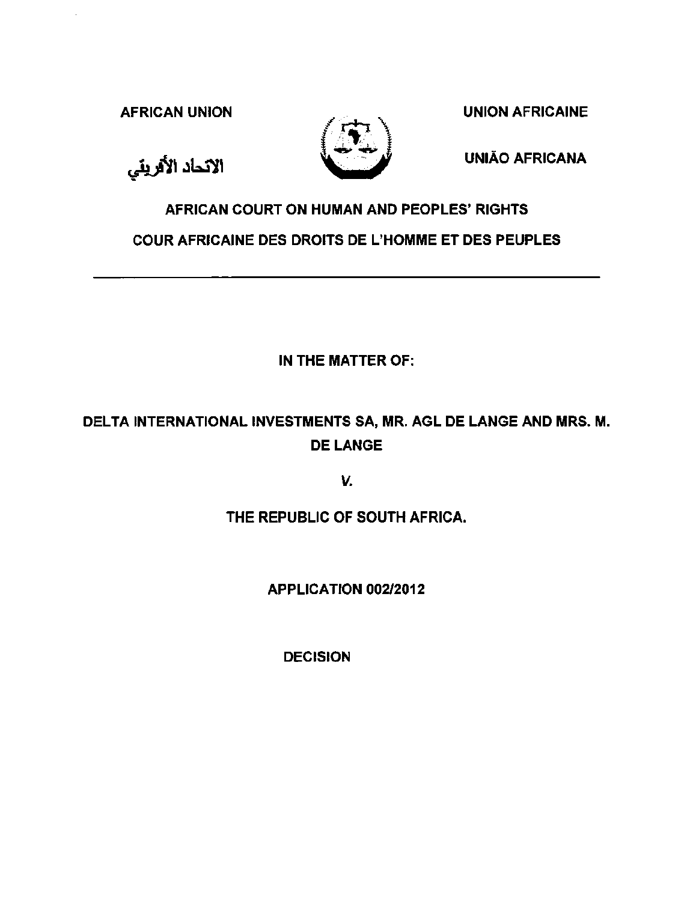AFRICAN UNION

الاتحاد الأفريقي

UNION AFRICAINE

UNIÃO AFRICANA

**AFRICAN COURT ON HUMAN AND PEOPLES' RIGHTS**

**COUR AFRICAINE DES DROITS DE L'HOMME ET DES PEUPLES**

---

**IN THE MATTER OF:**

**DELTA INTERNATIONAL INVESTMENTS SA, MR. AGL DE LANGE AND MRS. M. DE LANGE**

***V.***

**THE REPUBLIC OF SOUTH AFRICA.**

**APPLICATION 002/2012**

**DECISION**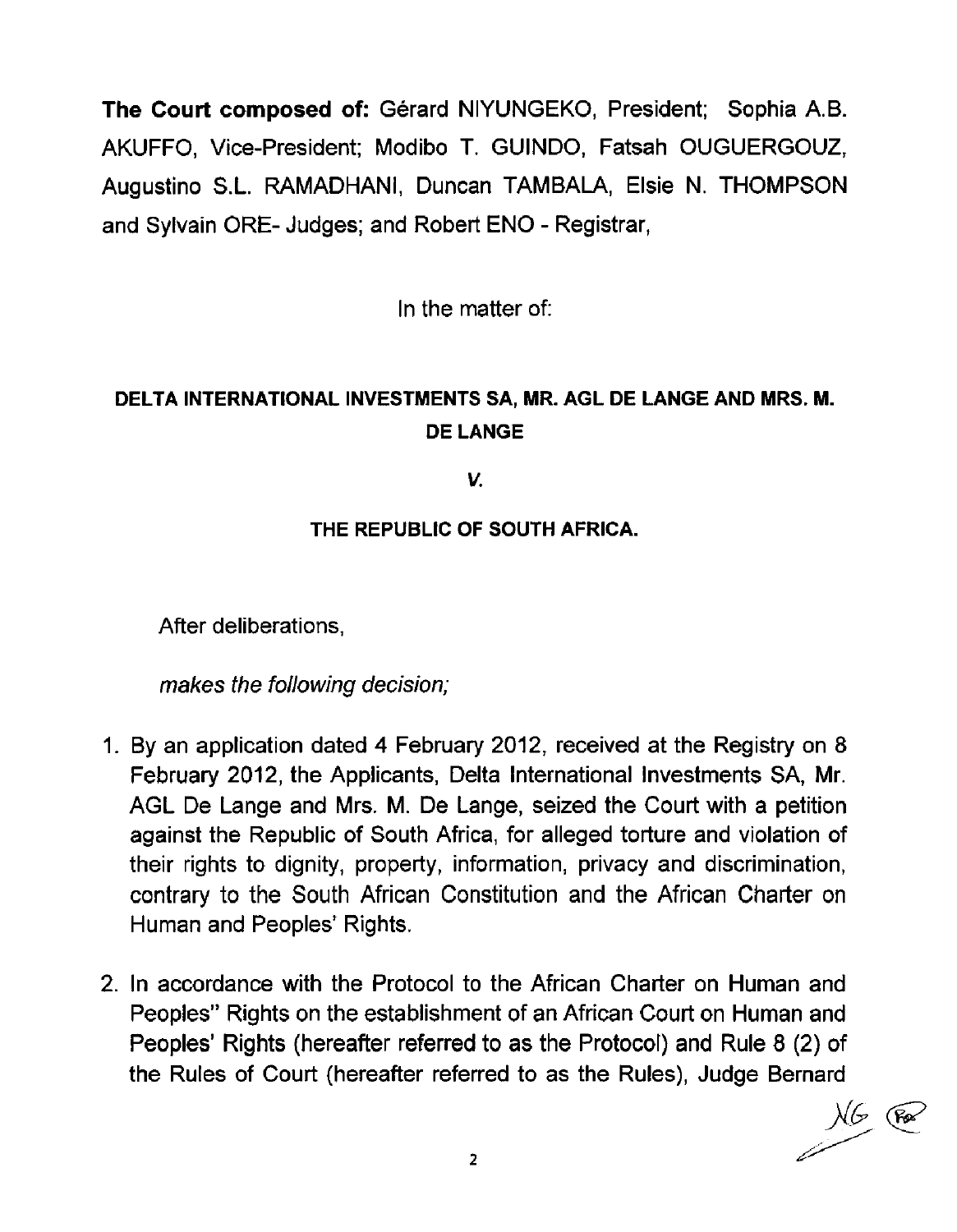**The Court composed of:** Gérard NIYUNGEKO, President; Sophia A.B. AKUFFO, Vice-President; Modibo T. GUINDO, Fatsah OUGUERGOUZ, Augustino S.L. RAMADHANI, Duncan TAMBALA, Elsie N. THOMPSON and Sylvain ORE- Judges; and Robert ENO - Registrar,

In the matter of:

**DELTA INTERNATIONAL INVESTMENTS SA, MR. AGL DE LANGE AND MRS. M. DE LANGE**

***V.***

**THE REPUBLIC OF SOUTH AFRICA.**

After deliberations,

*makes the following decision;*

1. By an application dated 4 February 2012, received at the Registry on 8 February 2012, the Applicants, Delta International Investments SA, Mr. AGL De Lange and Mrs. M. De Lange, seized the Court with a petition against the Republic of South Africa, for alleged torture and violation of their rights to dignity, property, information, privacy and discrimination, contrary to the South African Constitution and the African Charter on Human and Peoples' Rights.

2. In accordance with the Protocol to the African Charter on Human and Peoples" Rights on the establishment of an African Court on Human and Peoples' Rights (hereafter referred to as the Protocol) and Rule 8 (2) of the Rules of Court (hereafter referred to as the Rules), Judge Bernard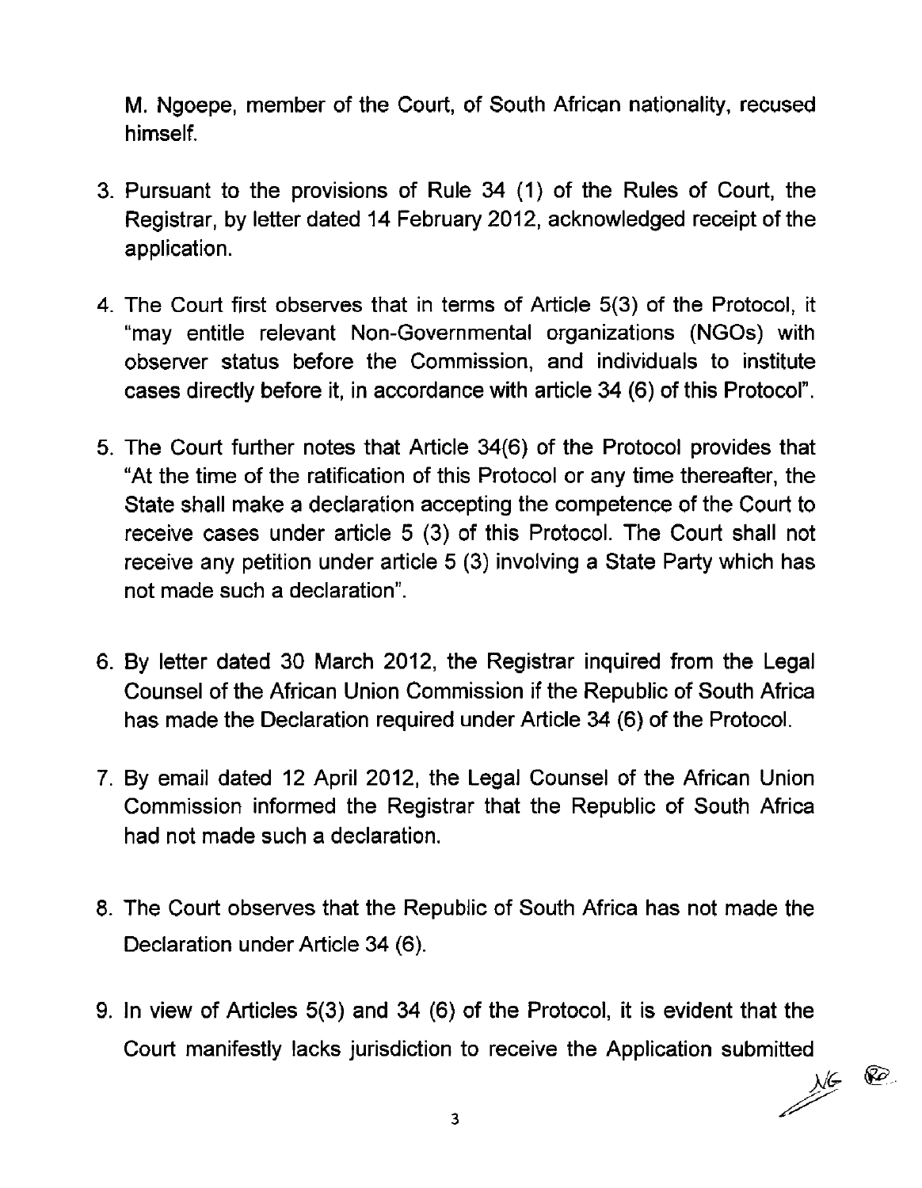M. Ngoepe, member of the Court, of South African nationality, recused himself.

3. Pursuant to the provisions of Rule 34 (1) of the Rules of Court, the Registrar, by letter dated 14 February 2012, acknowledged receipt of the application.

4. The Court first observes that in terms of Article 5(3) of the Protocol, it "may entitle relevant Non-Governmental organizations (NGOs) with observer status before the Commission, and individuals to institute cases directly before it, in accordance with article 34 (6) of this Protocol".

5. The Court further notes that Article 34(6) of the Protocol provides that "At the time of the ratification of this Protocol or any time thereafter, the State shall make a declaration accepting the competence of the Court to receive cases under article 5 (3) of this Protocol. The Court shall not receive any petition under article 5 (3) involving a State Party which has not made such a declaration".

6. By letter dated 30 March 2012, the Registrar inquired from the Legal Counsel of the African Union Commission if the Republic of South Africa has made the Declaration required under Article 34 (6) of the Protocol.

7. By email dated 12 April 2012, the Legal Counsel of the African Union Commission informed the Registrar that the Republic of South Africa had not made such a declaration.

8. The Court observes that the Republic of South Africa has not made the Declaration under Article 34 (6).

9. In view of Articles 5(3) and 34 (6) of the Protocol, it is evident that the Court manifestly lacks jurisdiction to receive the Application submitted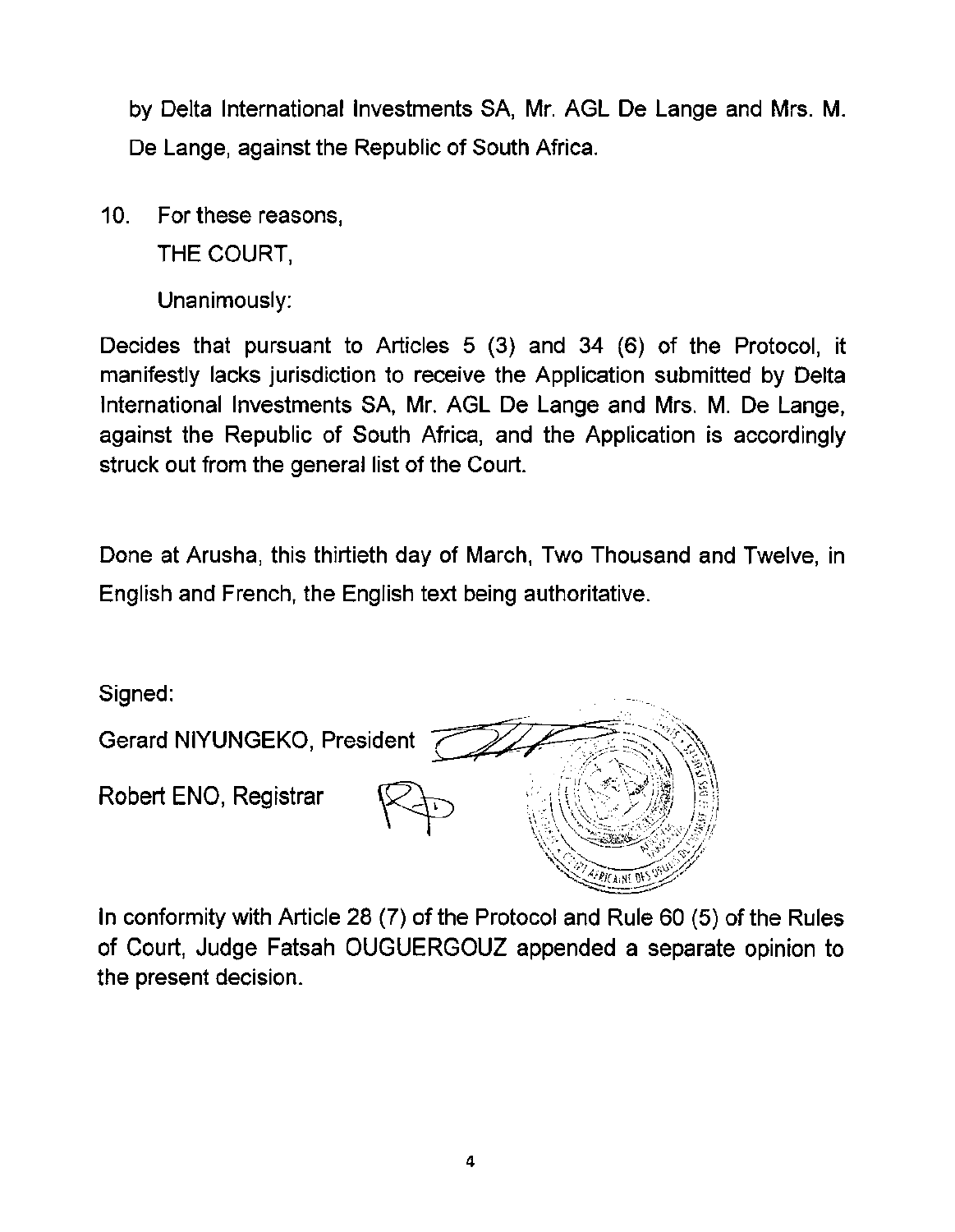by Delta International Investments SA, Mr. AGL De Lange and Mrs. M. De Lange, against the Republic of South Africa.

10. For these reasons,

    THE COURT,

    Unanimously:

Decides that pursuant to Articles 5 (3) and 34 (6) of the Protocol, it manifestly lacks jurisdiction to receive the Application submitted by Delta International Investments SA, Mr. AGL De Lange and Mrs. M. De Lange, against the Republic of South Africa, and the Application is accordingly struck out from the general list of the Court.

Done at Arusha, this thirtieth day of March, Two Thousand and Twelve, in English and French, the English text being authoritative.

Signed:

Gerard NIYUNGEKO, President

Robert ENO, Registrar

In conformity with Article 28 (7) of the Protocol and Rule 60 (5) of the Rules of Court, Judge Fatsah OUGUERGOUZ appended a separate opinion to the present decision.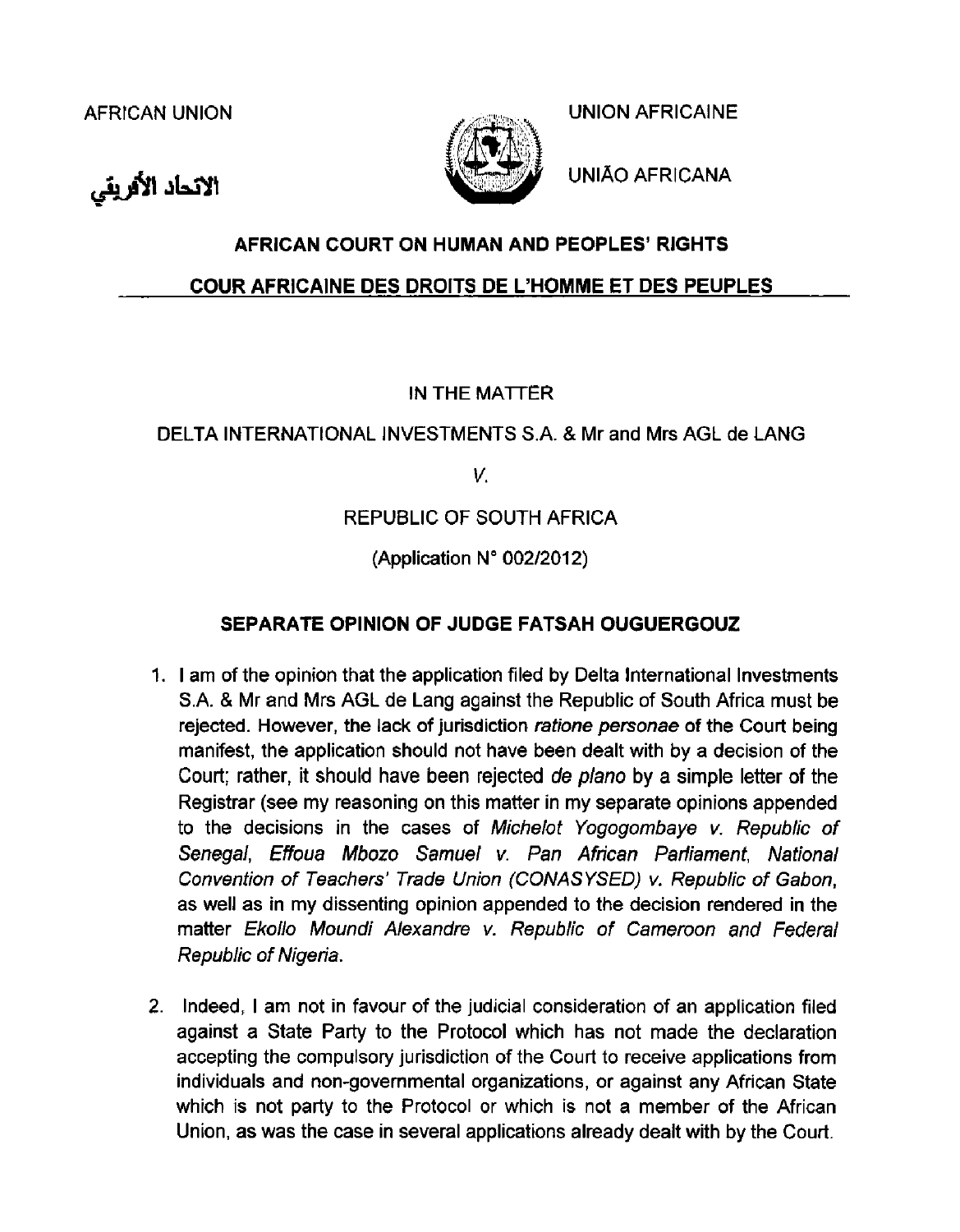AFRICAN UNION

UNION AFRICAINE

الاتحاد الأفريقي

UNIÃO AFRICANA

**AFRICAN COURT ON HUMAN AND PEOPLES' RIGHTS**

**COUR AFRICAINE DES DROITS DE L'HOMME ET DES PEUPLES**

IN THE MATTER

DELTA INTERNATIONAL INVESTMENTS S.A. & Mr and Mrs AGL de LANG

*V.*

REPUBLIC OF SOUTH AFRICA

(Application N° 002/2012)

**SEPARATE OPINION OF JUDGE FATSAH OUGUERGOUZ**

1. I am of the opinion that the application filed by Delta International Investments S.A. & Mr and Mrs AGL de Lang against the Republic of South Africa must be rejected. However, the lack of jurisdiction *ratione personae* of the Court being manifest, the application should not have been dealt with by a decision of the Court; rather, it should have been rejected *de plano* by a simple letter of the Registrar (see my reasoning on this matter in my separate opinions appended to the decisions in the cases of *Michelot Yogogombaye v. Republic of Senegal*, *Effoua Mbozo Samuel v. Pan African Parliament*, *National Convention of Teachers' Trade Union (CONASYSED) v. Republic of Gabon*, as well as in my dissenting opinion appended to the decision rendered in the matter *Ekollo Moundi Alexandre v. Republic of Cameroon and Federal Republic of Nigeria*.

2. Indeed, I am not in favour of the judicial consideration of an application filed against a State Party to the Protocol which has not made the declaration accepting the compulsory jurisdiction of the Court to receive applications from individuals and non-governmental organizations, or against any African State which is not party to the Protocol or which is not a member of the African Union, as was the case in several applications already dealt with by the Court.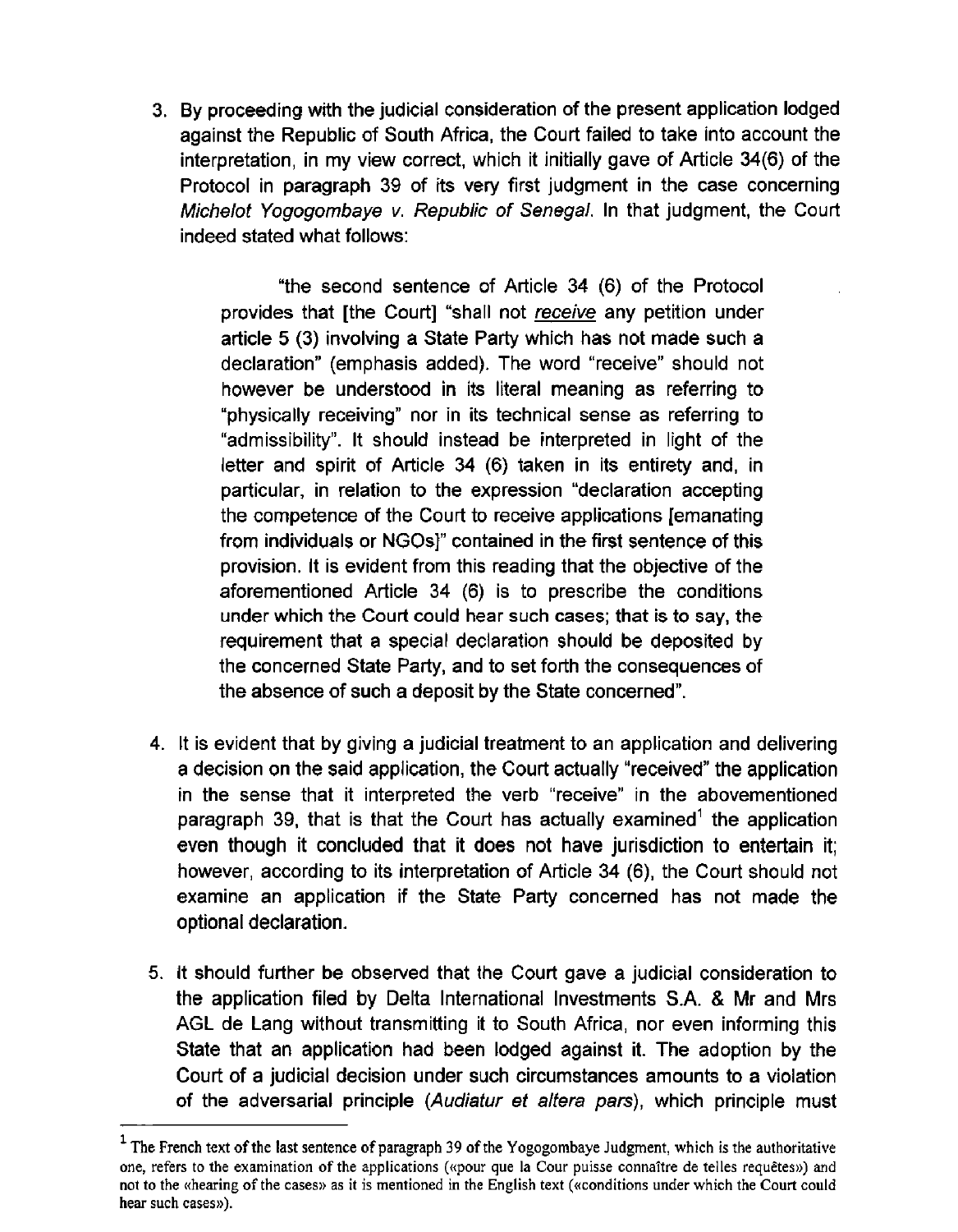3. By proceeding with the judicial consideration of the present application lodged against the Republic of South Africa, the Court failed to take into account the interpretation, in my view correct, which it initially gave of Article 34(6) of the Protocol in paragraph 39 of its very first judgment in the case concerning *Michelot Yogogombaye v. Republic of Senegal*. In that judgment, the Court indeed stated what follows:

   > "the second sentence of Article 34 (6) of the Protocol provides that [the Court] "shall not <u>receive</u> any petition under article 5 (3) involving a State Party which has not made such a declaration" (emphasis added). The word "receive" should not however be understood in its literal meaning as referring to "physically receiving" nor in its technical sense as referring to "admissibility". It should instead be interpreted in light of the letter and spirit of Article 34 (6) taken in its entirety and, in particular, in relation to the expression "declaration accepting the competence of the Court to receive applications [emanating from individuals or NGOs]" contained in the first sentence of this provision. It is evident from this reading that the objective of the aforementioned Article 34 (6) is to prescribe the conditions under which the Court could hear such cases; that is to say, the requirement that a special declaration should be deposited by the concerned State Party, and to set forth the consequences of the absence of such a deposit by the State concerned".

4. It is evident that by giving a judicial treatment to an application and delivering a decision on the said application, the Court actually "received" the application in the sense that it interpreted the verb "receive" in the abovementioned paragraph 39, that is that the Court has actually examined[1] the application even though it concluded that it does not have jurisdiction to entertain it; however, according to its interpretation of Article 34 (6), the Court should not examine an application if the State Party concerned has not made the optional declaration.

5. It should further be observed that the Court gave a judicial consideration to the application filed by Delta International Investments S.A. & Mr and Mrs AGL de Lang without transmitting it to South Africa, nor even informing this State that an application had been lodged against it. The adoption by the Court of a judicial decision under such circumstances amounts to a violation of the adversarial principle (*Audiatur et altera pars*), which principle must

---

[1] The French text of the last sentence of paragraph 39 of the Yogogombaye Judgment, which is the authoritative one, refers to the examination of the applications («pour que la Cour puisse connaître de telles requêtes») and not to the «hearing of the cases» as it is mentioned in the English text («conditions under which the Court could hear such cases»).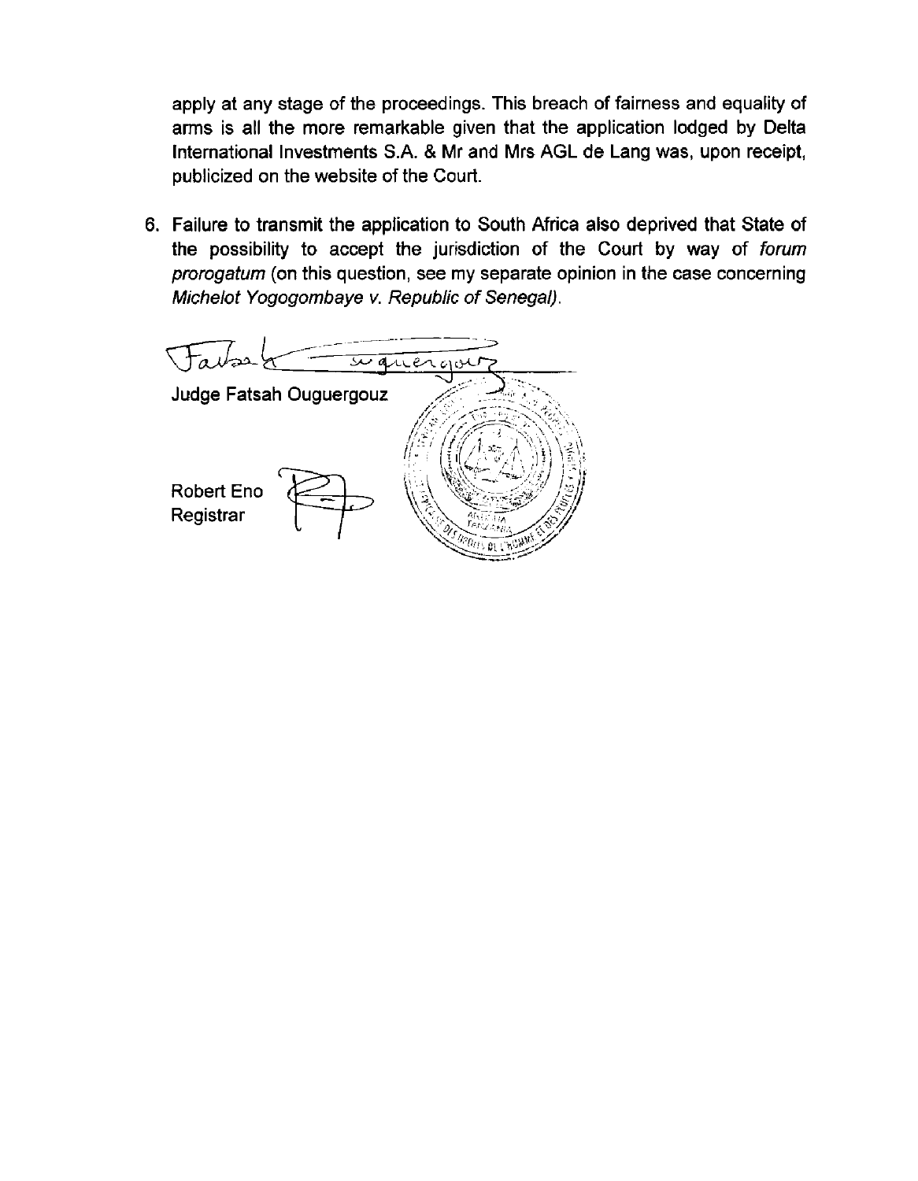apply at any stage of the proceedings. This breach of fairness and equality of arms is all the more remarkable given that the application lodged by Delta International Investments S.A. & Mr and Mrs AGL de Lang was, upon receipt, publicized on the website of the Court.

6. Failure to transmit the application to South Africa also deprived that State of the possibility to accept the jurisdiction of the Court by way of *forum prorogatum* (on this question, see my separate opinion in the case concerning *Michelot Yogogombaye v. Republic of Senegal)*.

Judge Fatsah Ouguergouz

Robert Eno
Registrar